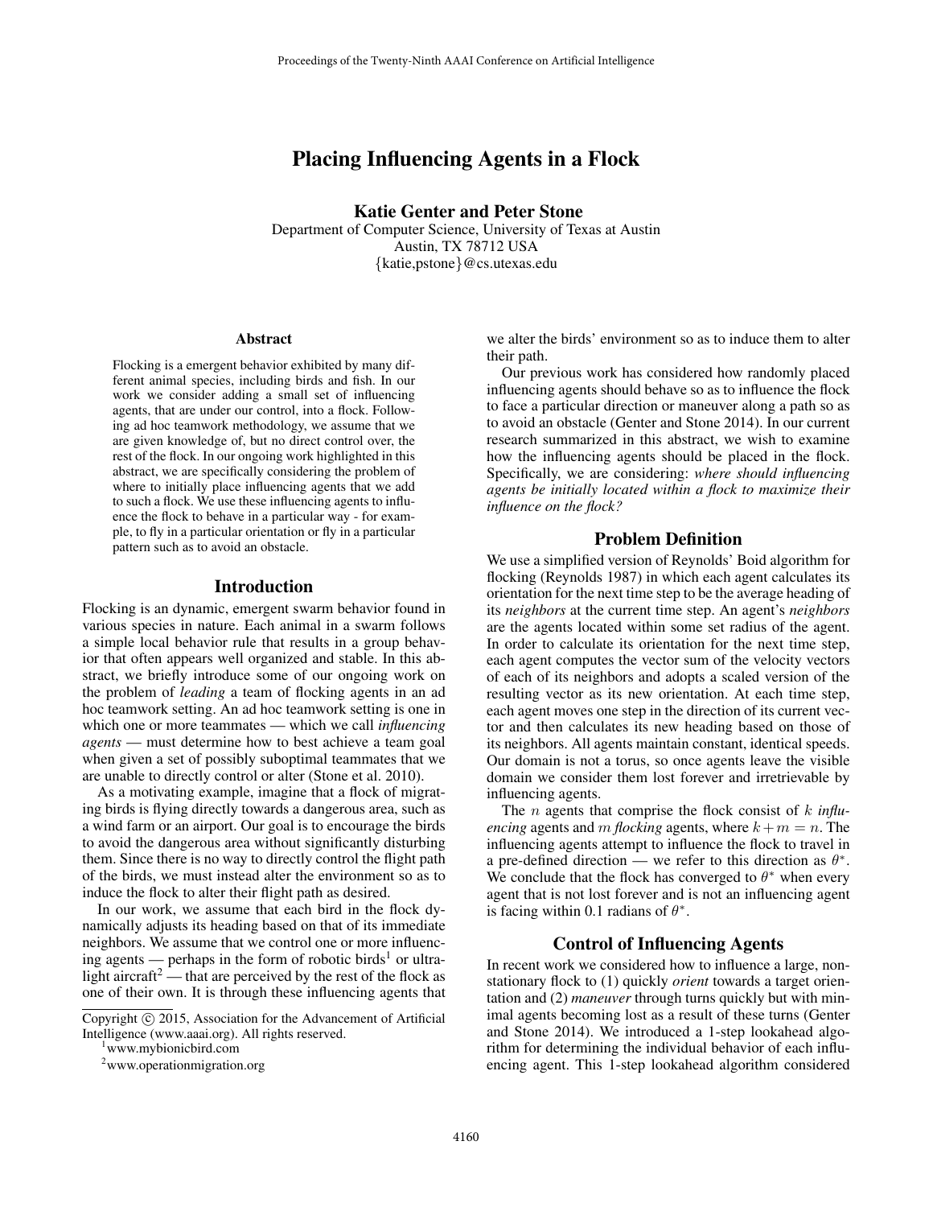# Placing Influencing Agents in a Flock

**Katie Genter and Peter Stone**

Department of Computer Science, University of Texas at Austin
Austin, TX 78712 USA
{katie,pstone}@cs.utexas.edu

## Abstract

Flocking is a emergent behavior exhibited by many different animal species, including birds and fish. In our work we consider adding a small set of influencing agents, that are under our control, into a flock. Following ad hoc teamwork methodology, we assume that we are given knowledge of, but no direct control over, the rest of the flock. In our ongoing work highlighted in this abstract, we are specifically considering the problem of where to initially place influencing agents that we add to such a flock. We use these influencing agents to influence the flock to behave in a particular way - for example, to fly in a particular orientation or fly in a particular pattern such as to avoid an obstacle.

## Introduction

Flocking is an dynamic, emergent swarm behavior found in various species in nature. Each animal in a swarm follows a simple local behavior rule that results in a group behavior that often appears well organized and stable. In this abstract, we briefly introduce some of our ongoing work on the problem of *leading* a team of flocking agents in an ad hoc teamwork setting. An ad hoc teamwork setting is one in which one or more teammates — which we call *influencing agents* — must determine how to best achieve a team goal when given a set of possibly suboptimal teammates that we are unable to directly control or alter (Stone et al. 2010).

As a motivating example, imagine that a flock of migrating birds is flying directly towards a dangerous area, such as a wind farm or an airport. Our goal is to encourage the birds to avoid the dangerous area without significantly disturbing them. Since there is no way to directly control the flight path of the birds, we must instead alter the environment so as to induce the flock to alter their flight path as desired.

In our work, we assume that each bird in the flock dynamically adjusts its heading based on that of its immediate neighbors. We assume that we control one or more influencing agents — perhaps in the form of robotic birds[1] or ultralight aircraft[2] — that are perceived by the rest of the flock as one of their own. It is through these influencing agents that we alter the birds' environment so as to induce them to alter their path.

Our previous work has considered how randomly placed influencing agents should behave so as to influence the flock to face a particular direction or maneuver along a path so as to avoid an obstacle (Genter and Stone 2014). In our current research summarized in this abstract, we wish to examine how the influencing agents should be placed in the flock. Specifically, we are considering: *where should influencing agents be initially located within a flock to maximize their influence on the flock?*

## Problem Definition

We use a simplified version of Reynolds' Boid algorithm for flocking (Reynolds 1987) in which each agent calculates its orientation for the next time step to be the average heading of its *neighbors* at the current time step. An agent's *neighbors* are the agents located within some set radius of the agent. In order to calculate its orientation for the next time step, each agent computes the vector sum of the velocity vectors of each of its neighbors and adopts a scaled version of the resulting vector as its new orientation. At each time step, each agent moves one step in the direction of its current vector and then calculates its new heading based on those of its neighbors. All agents maintain constant, identical speeds. Our domain is not a torus, so once agents leave the visible domain we consider them lost forever and irretrievable by influencing agents.

The $n$ agents that comprise the flock consist of $k$ *influencing* agents and $m$ *flocking* agents, where $k + m = n$. The influencing agents attempt to influence the flock to travel in a pre-defined direction — we refer to this direction as $\theta^*$. We conclude that the flock has converged to $\theta^*$ when every agent that is not lost forever and is not an influencing agent is facing within 0.1 radians of $\theta^*$.

## Control of Influencing Agents

In recent work we considered how to influence a large, non-stationary flock to (1) quickly *orient* towards a target orientation and (2) *maneuver* through turns quickly but with minimal agents becoming lost as a result of these turns (Genter and Stone 2014). We introduced a 1-step lookahead algorithm for determining the individual behavior of each influencing agent. This 1-step lookahead algorithm considered

Copyright © 2015, Association for the Advancement of Artificial Intelligence (www.aaai.org). All rights reserved.

[1] www.mybionicbird.com

[2] www.operationmigration.org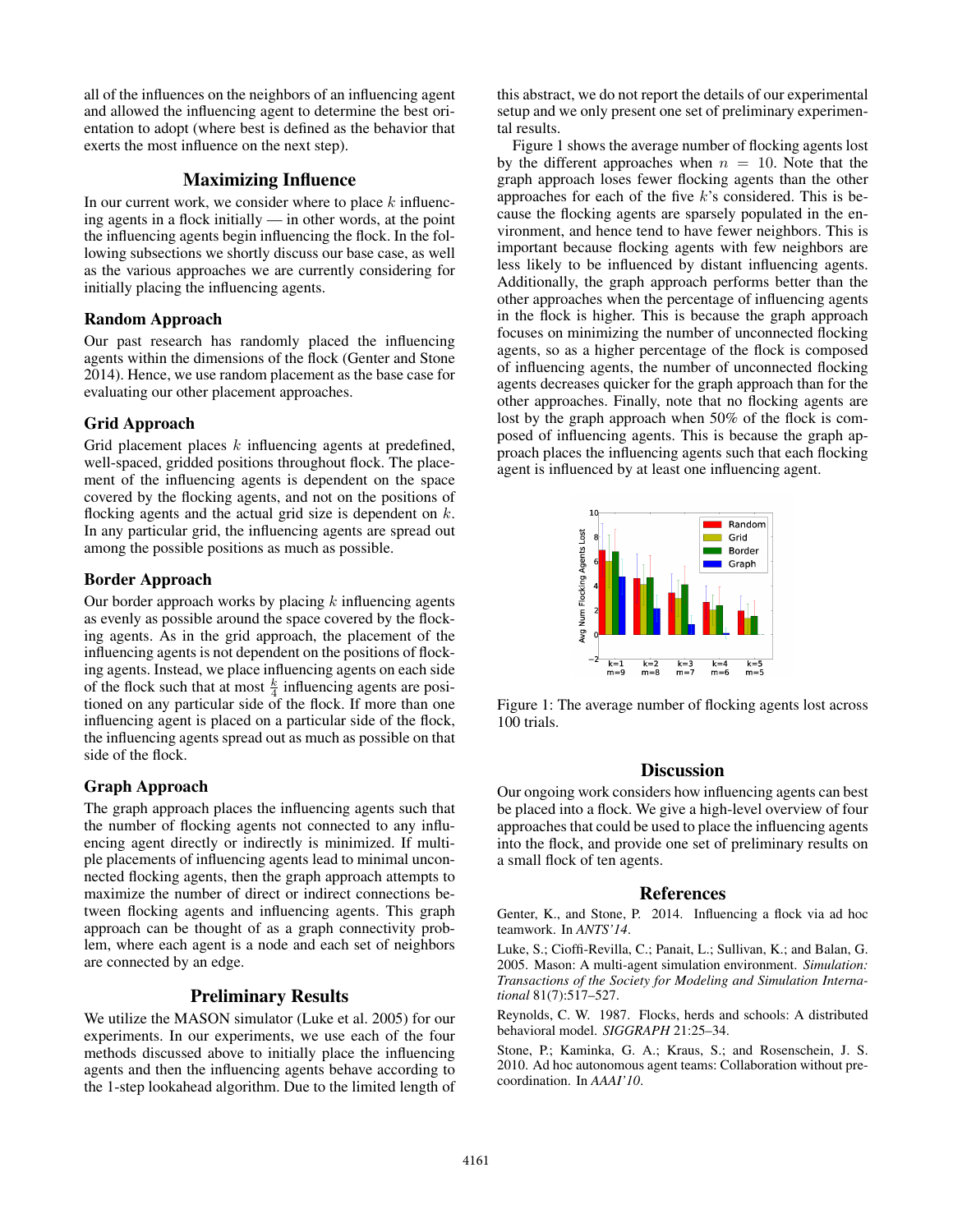all of the influences on the neighbors of an influencing agent and allowed the influencing agent to determine the best orientation to adopt (where best is defined as the behavior that exerts the most influence on the next step).

## Maximizing Influence

In our current work, we consider where to place $k$ influencing agents in a flock initially — in other words, at the point the influencing agents begin influencing the flock. In the following subsections we shortly discuss our base case, as well as the various approaches we are currently considering for initially placing the influencing agents.

### Random Approach

Our past research has randomly placed the influencing agents within the dimensions of the flock (Genter and Stone 2014). Hence, we use random placement as the base case for evaluating our other placement approaches.

### Grid Approach

Grid placement places $k$ influencing agents at predefined, well-spaced, gridded positions throughout flock. The placement of the influencing agents is dependent on the space covered by the flocking agents, and not on the positions of flocking agents and the actual grid size is dependent on $k$. In any particular grid, the influencing agents are spread out among the possible positions as much as possible.

### Border Approach

Our border approach works by placing $k$ influencing agents as evenly as possible around the space covered by the flocking agents. As in the grid approach, the placement of the influencing agents is not dependent on the positions of flocking agents. Instead, we place influencing agents on each side of the flock such that at most $\frac{k}{4}$ influencing agents are positioned on any particular side of the flock. If more than one influencing agent is placed on a particular side of the flock, the influencing agents spread out as much as possible on that side of the flock.

### Graph Approach

The graph approach places the influencing agents such that the number of flocking agents not connected to any influencing agent directly or indirectly is minimized. If multiple placements of influencing agents lead to minimal unconnected flocking agents, then the graph approach attempts to maximize the number of direct or indirect connections between flocking agents and influencing agents. This graph approach can be thought of as a graph connectivity problem, where each agent is a node and each set of neighbors are connected by an edge.

## Preliminary Results

We utilize the MASON simulator (Luke et al. 2005) for our experiments. In our experiments, we use each of the four methods discussed above to initially place the influencing agents and then the influencing agents behave according to the 1-step lookahead algorithm. Due to the limited length of this abstract, we do not report the details of our experimental setup and we only present one set of preliminary experimental results.

Figure 1 shows the average number of flocking agents lost by the different approaches when $n = 10$. Note that the graph approach loses fewer flocking agents than the other approaches for each of the five $k$'s considered. This is because the flocking agents are sparsely populated in the environment, and hence tend to have fewer neighbors. This is important because flocking agents with few neighbors are less likely to be influenced by distant influencing agents. Additionally, the graph approach performs better than the other approaches when the percentage of influencing agents in the flock is higher. This is because the graph approach focuses on minimizing the number of unconnected flocking agents, so as a higher percentage of the flock is composed of influencing agents, the number of unconnected flocking agents decreases quicker for the graph approach than for the other approaches. Finally, note that no flocking agents are lost by the graph approach when 50% of the flock is composed of influencing agents. This is because the graph approach places the influencing agents such that each flocking agent is influenced by at least one influencing agent.

Avg Num Flocking Agents Lost

10
8
6
4
2
0
−2

k=1 m=9
k=2 m=8
k=3 m=7
k=4 m=6
k=5 m=5

Random
Grid
Border
Graph

Figure 1: The average number of flocking agents lost across 100 trials.

## Discussion

Our ongoing work considers how influencing agents can best be placed into a flock. We give a high-level overview of four approaches that could be used to place the influencing agents into the flock, and provide one set of preliminary results on a small flock of ten agents.

## References

Genter, K., and Stone, P. 2014. Influencing a flock via ad hoc teamwork. In *ANTS'14*.

Luke, S.; Cioffi-Revilla, C.; Panait, L.; Sullivan, K.; and Balan, G. 2005. Mason: A multi-agent simulation environment. *Simulation: Transactions of the Society for Modeling and Simulation International* 81(7):517–527.

Reynolds, C. W. 1987. Flocks, herds and schools: A distributed behavioral model. *SIGGRAPH* 21:25–34.

Stone, P.; Kaminka, G. A.; Kraus, S.; and Rosenschein, J. S. 2010. Ad hoc autonomous agent teams: Collaboration without precoordination. In *AAAI'10*.